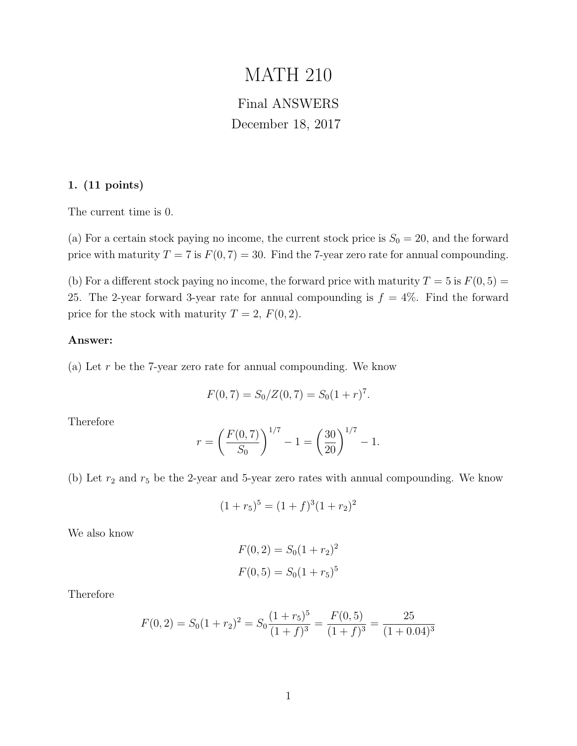# MATH 210

Final ANSWERS

December 18, 2017

**1. (11 points)**

The current time is 0.

(a) For a certain stock paying no income, the current stock price is $S_0 = 20$, and the forward price with maturity $T = 7$ is $F(0, 7) = 30$. Find the 7-year zero rate for annual compounding.

(b) For a different stock paying no income, the forward price with maturity $T = 5$ is $F(0, 5) = 25$. The 2-year forward 3-year rate for annual compounding is $f = 4\%$. Find the forward price for the stock with maturity $T = 2$, $F(0, 2)$.

**Answer:**

(a) Let $r$ be the 7-year zero rate for annual compounding. We know

$$F(0, 7) = S_0/Z(0, 7) = S_0(1 + r)^7.$$

Therefore

$$r = \left(\frac{F(0, 7)}{S_0}\right)^{1/7} - 1 = \left(\frac{30}{20}\right)^{1/7} - 1.$$

(b) Let $r_2$ and $r_5$ be the 2-year and 5-year zero rates with annual compounding. We know

$$(1 + r_5)^5 = (1 + f)^3(1 + r_2)^2$$

We also know

$$F(0, 2) = S_0(1 + r_2)^2$$

$$F(0, 5) = S_0(1 + r_5)^5$$

Therefore

$$F(0, 2) = S_0(1 + r_2)^2 = S_0\frac{(1 + r_5)^5}{(1 + f)^3} = \frac{F(0, 5)}{(1 + f)^3} = \frac{25}{(1 + 0.04)^3}$$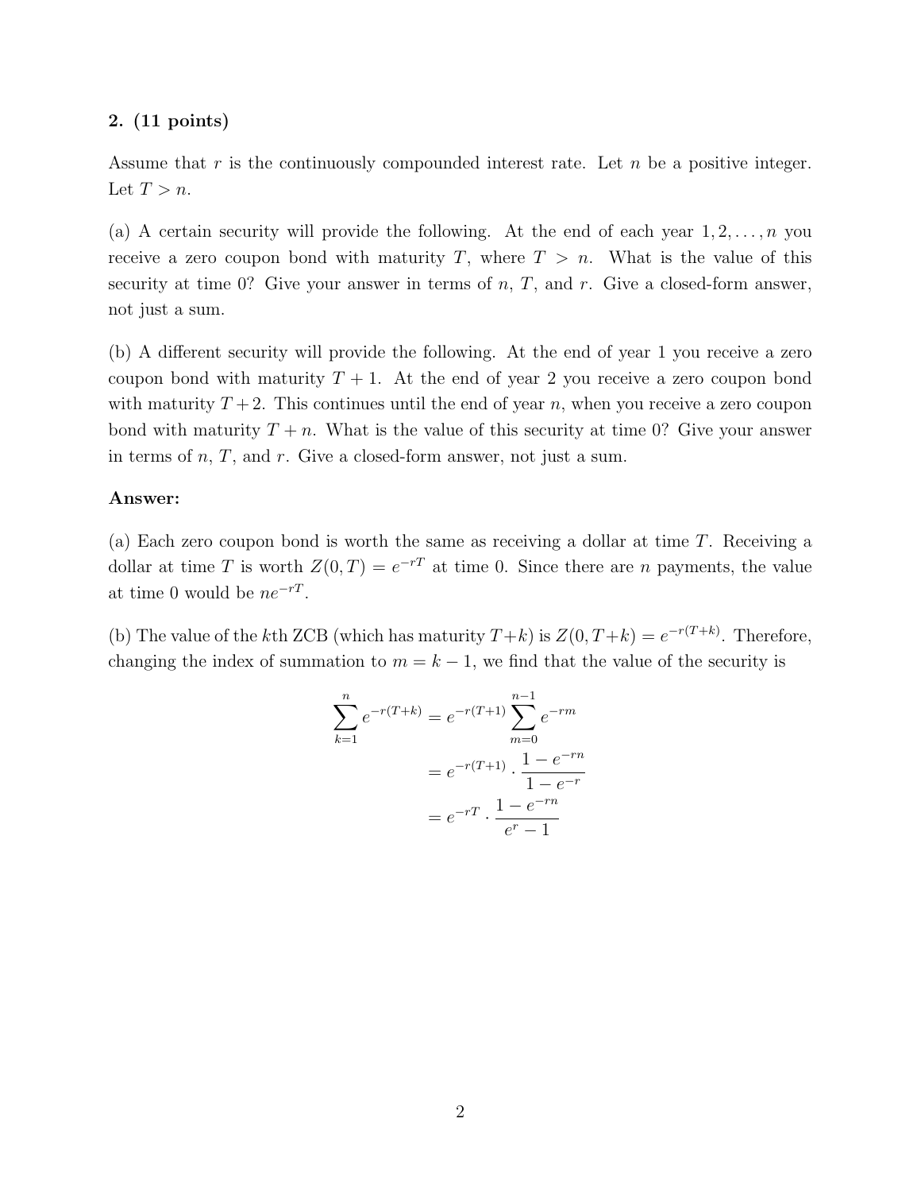**2. (11 points)**

Assume that $r$ is the continuously compounded interest rate. Let $n$ be a positive integer. Let $T > n$.

(a) A certain security will provide the following. At the end of each year $1, 2, \ldots, n$ you receive a zero coupon bond with maturity $T$, where $T > n$. What is the value of this security at time 0? Give your answer in terms of $n$, $T$, and $r$. Give a closed-form answer, not just a sum.

(b) A different security will provide the following. At the end of year 1 you receive a zero coupon bond with maturity $T + 1$. At the end of year 2 you receive a zero coupon bond with maturity $T + 2$. This continues until the end of year $n$, when you receive a zero coupon bond with maturity $T + n$. What is the value of this security at time 0? Give your answer in terms of $n$, $T$, and $r$. Give a closed-form answer, not just a sum.

**Answer:**

(a) Each zero coupon bond is worth the same as receiving a dollar at time $T$. Receiving a dollar at time $T$ is worth $Z(0,T) = e^{-rT}$ at time 0. Since there are $n$ payments, the value at time 0 would be $ne^{-rT}$.

(b) The value of the $k$th ZCB (which has maturity $T+k$) is $Z(0, T+k) = e^{-r(T+k)}$. Therefore, changing the index of summation to $m = k - 1$, we find that the value of the security is

$$
\begin{aligned}
\sum_{k=1}^{n} e^{-r(T+k)} &= e^{-r(T+1)} \sum_{m=0}^{n-1} e^{-rm} \\
&= e^{-r(T+1)} \cdot \frac{1 - e^{-rn}}{1 - e^{-r}} \\
&= e^{-rT} \cdot \frac{1 - e^{-rn}}{e^{r} - 1}
\end{aligned}
$$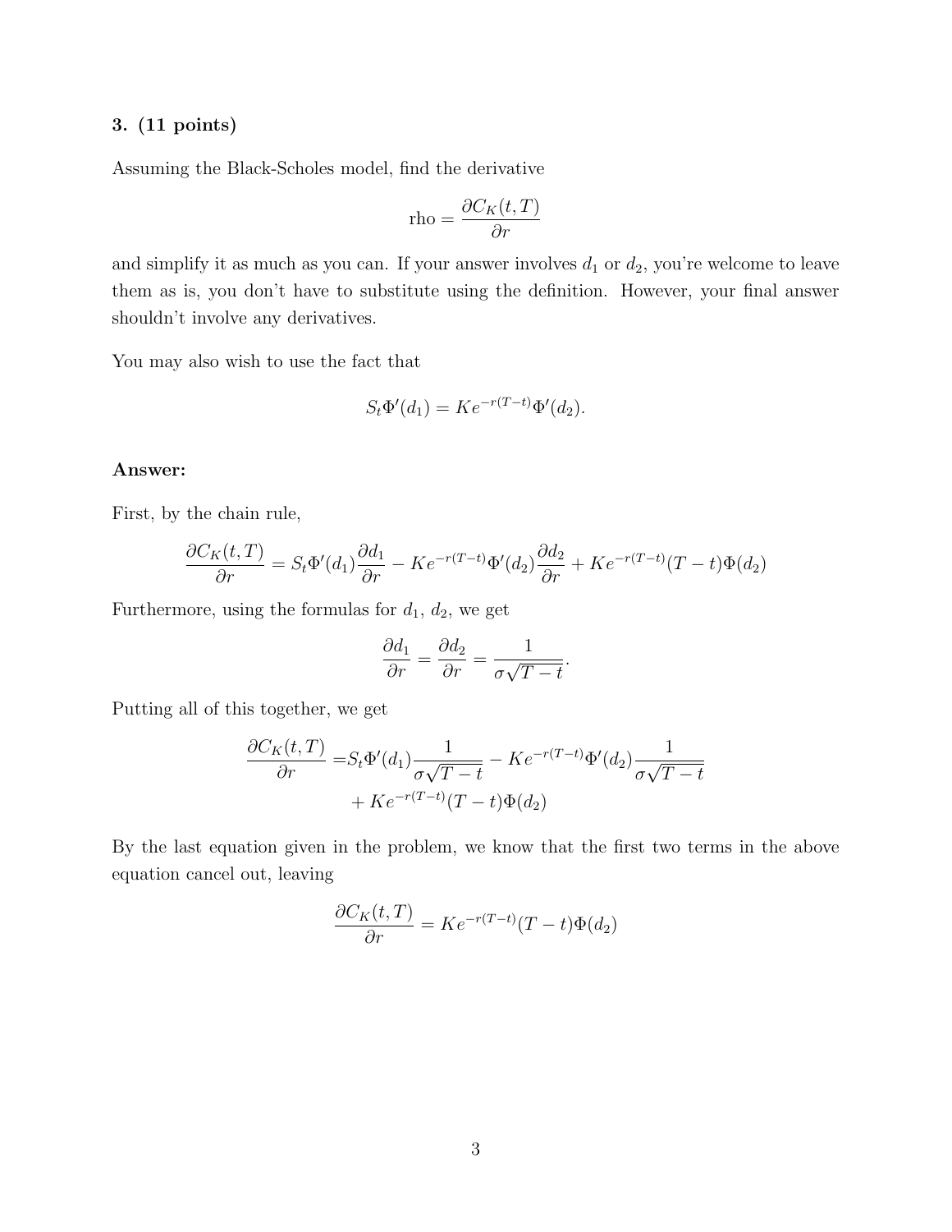**3. (11 points)**

Assuming the Black-Scholes model, find the derivative

$$\text{rho} = \frac{\partial C_K(t,T)}{\partial r}$$

and simplify it as much as you can. If your answer involves $d_1$ or $d_2$, you're welcome to leave them as is, you don't have to substitute using the definition. However, your final answer shouldn't involve any derivatives.

You may also wish to use the fact that

$$S_t \Phi'(d_1) = Ke^{-r(T-t)}\Phi'(d_2).$$

**Answer:**

First, by the chain rule,

$$\frac{\partial C_K(t,T)}{\partial r} = S_t\Phi'(d_1)\frac{\partial d_1}{\partial r} - Ke^{-r(T-t)}\Phi'(d_2)\frac{\partial d_2}{\partial r} + Ke^{-r(T-t)}(T-t)\Phi(d_2)$$

Furthermore, using the formulas for $d_1$, $d_2$, we get

$$\frac{\partial d_1}{\partial r} = \frac{\partial d_2}{\partial r} = \frac{1}{\sigma\sqrt{T-t}}.$$

Putting all of this together, we get

$$\begin{aligned}\frac{\partial C_K(t,T)}{\partial r} =& S_t\Phi'(d_1)\frac{1}{\sigma\sqrt{T-t}} - Ke^{-r(T-t)}\Phi'(d_2)\frac{1}{\sigma\sqrt{T-t}} \\ &+ Ke^{-r(T-t)}(T-t)\Phi(d_2)\end{aligned}$$

By the last equation given in the problem, we know that the first two terms in the above equation cancel out, leaving

$$\frac{\partial C_K(t,T)}{\partial r} = Ke^{-r(T-t)}(T-t)\Phi(d_2)$$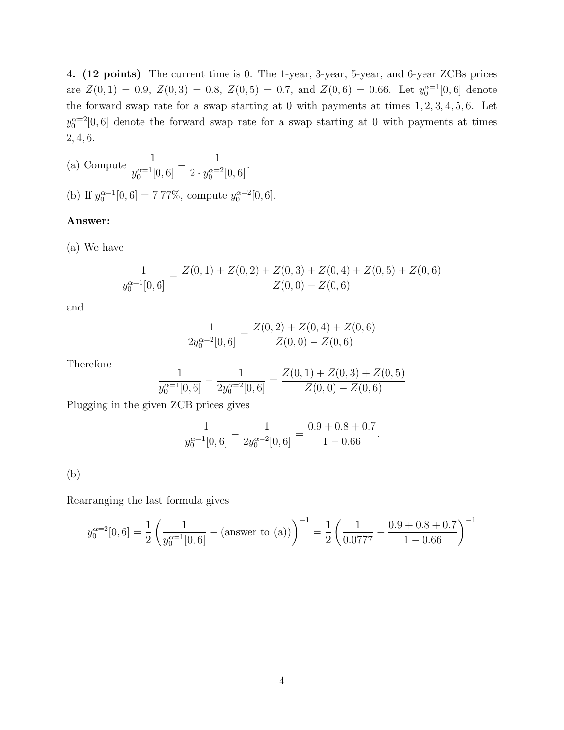**4. (12 points)** The current time is 0. The 1-year, 3-year, 5-year, and 6-year ZCBs prices are $Z(0,1) = 0.9$, $Z(0,3) = 0.8$, $Z(0,5) = 0.7$, and $Z(0,6) = 0.66$. Let $y_0^{\alpha=1}[0,6]$ denote the forward swap rate for a swap starting at 0 with payments at times $1, 2, 3, 4, 5, 6$. Let $y_0^{\alpha=2}[0,6]$ denote the forward swap rate for a swap starting at 0 with payments at times $2, 4, 6$.

(a) Compute $\dfrac{1}{y_0^{\alpha=1}[0,6]} - \dfrac{1}{2 \cdot y_0^{\alpha=2}[0,6]}$.

(b) If $y_0^{\alpha=1}[0,6] = 7.77\%$, compute $y_0^{\alpha=2}[0,6]$.

**Answer:**

(a) We have

$$\frac{1}{y_0^{\alpha=1}[0,6]} = \frac{Z(0,1) + Z(0,2) + Z(0,3) + Z(0,4) + Z(0,5) + Z(0,6)}{Z(0,0) - Z(0,6)}$$

and

$$\frac{1}{2y_0^{\alpha=2}[0,6]} = \frac{Z(0,2) + Z(0,4) + Z(0,6)}{Z(0,0) - Z(0,6)}$$

Therefore

$$\frac{1}{y_0^{\alpha=1}[0,6]} - \frac{1}{2y_0^{\alpha=2}[0,6]} = \frac{Z(0,1) + Z(0,3) + Z(0,5)}{Z(0,0) - Z(0,6)}$$

Plugging in the given ZCB prices gives

$$\frac{1}{y_0^{\alpha=1}[0,6]} - \frac{1}{2y_0^{\alpha=2}[0,6]} = \frac{0.9 + 0.8 + 0.7}{1 - 0.66}.$$

(b)

Rearranging the last formula gives

$$y_0^{\alpha=2}[0,6] = \frac{1}{2}\left(\frac{1}{y_0^{\alpha=1}[0,6]} - \text{(answer to (a))}\right)^{-1} = \frac{1}{2}\left(\frac{1}{0.0777} - \frac{0.9 + 0.8 + 0.7}{1 - 0.66}\right)^{-1}$$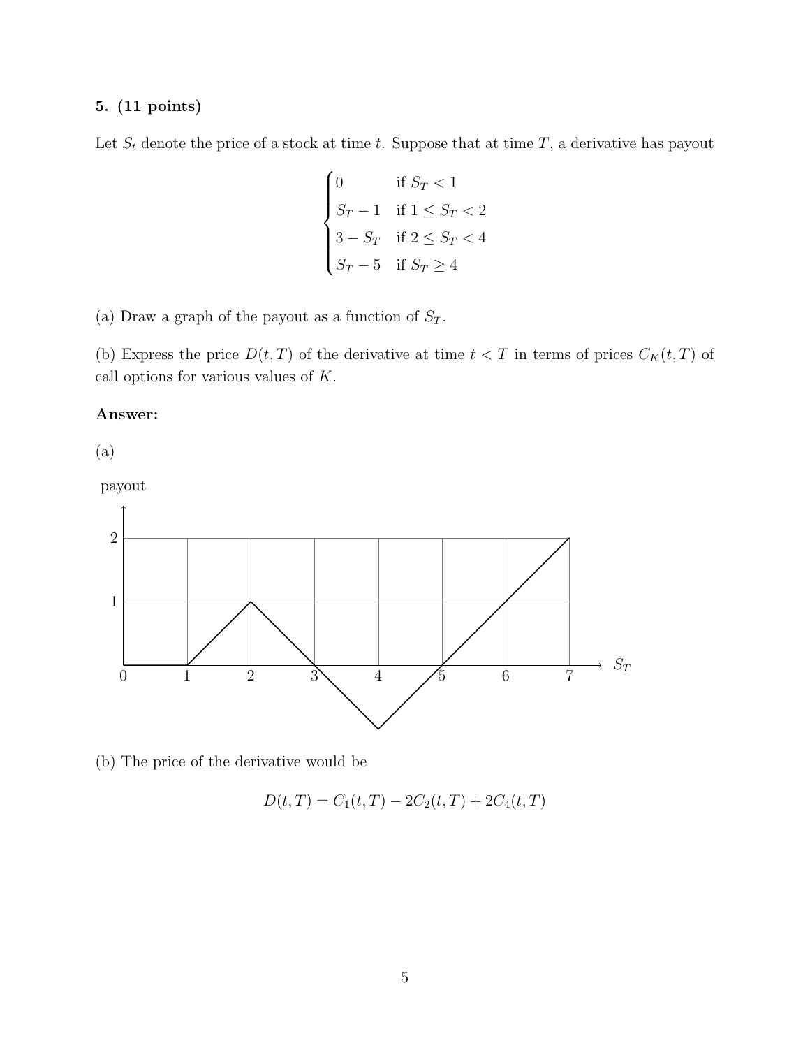**5. (11 points)**

Let $S_t$ denote the price of a stock at time $t$. Suppose that at time $T$, a derivative has payout

$$\begin{cases} 0 & \text{if } S_T < 1 \\ S_T - 1 & \text{if } 1 \le S_T < 2 \\ 3 - S_T & \text{if } 2 \le S_T < 4 \\ S_T - 5 & \text{if } S_T \ge 4 \end{cases}$$

(a) Draw a graph of the payout as a function of $S_T$.

(b) Express the price $D(t, T)$ of the derivative at time $t < T$ in terms of prices $C_K(t, T)$ of call options for various values of $K$.

**Answer:**

(a)

payout

(b) The price of the derivative would be

$$D(t, T) = C_1(t, T) - 2C_2(t, T) + 2C_4(t, T)$$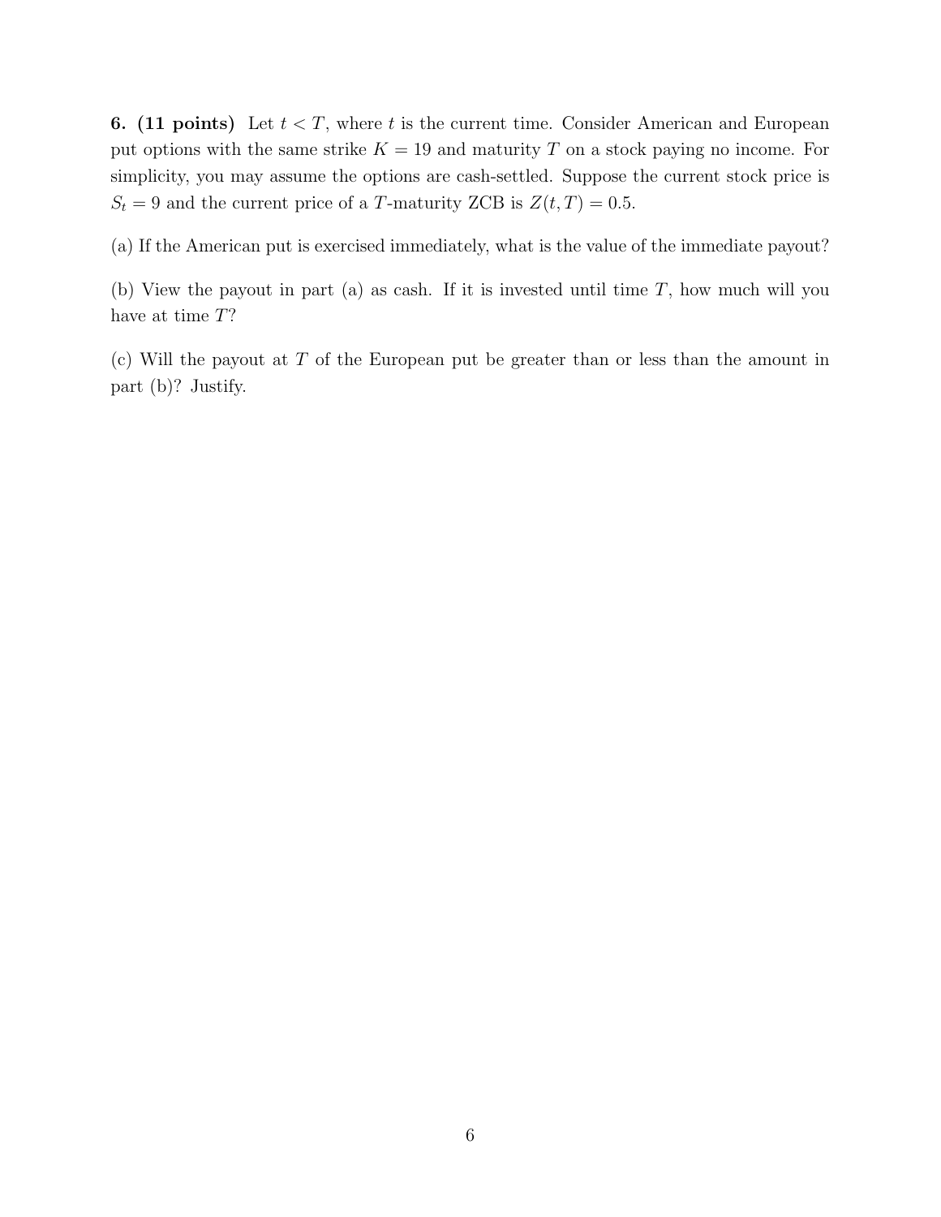**6. (11 points)** Let $t < T$, where $t$ is the current time. Consider American and European put options with the same strike $K = 19$ and maturity $T$ on a stock paying no income. For simplicity, you may assume the options are cash-settled. Suppose the current stock price is $S_t = 9$ and the current price of a $T$-maturity ZCB is $Z(t, T) = 0.5$.

(a) If the American put is exercised immediately, what is the value of the immediate payout?

(b) View the payout in part (a) as cash. If it is invested until time $T$, how much will you have at time $T$?

(c) Will the payout at $T$ of the European put be greater than or less than the amount in part (b)? Justify.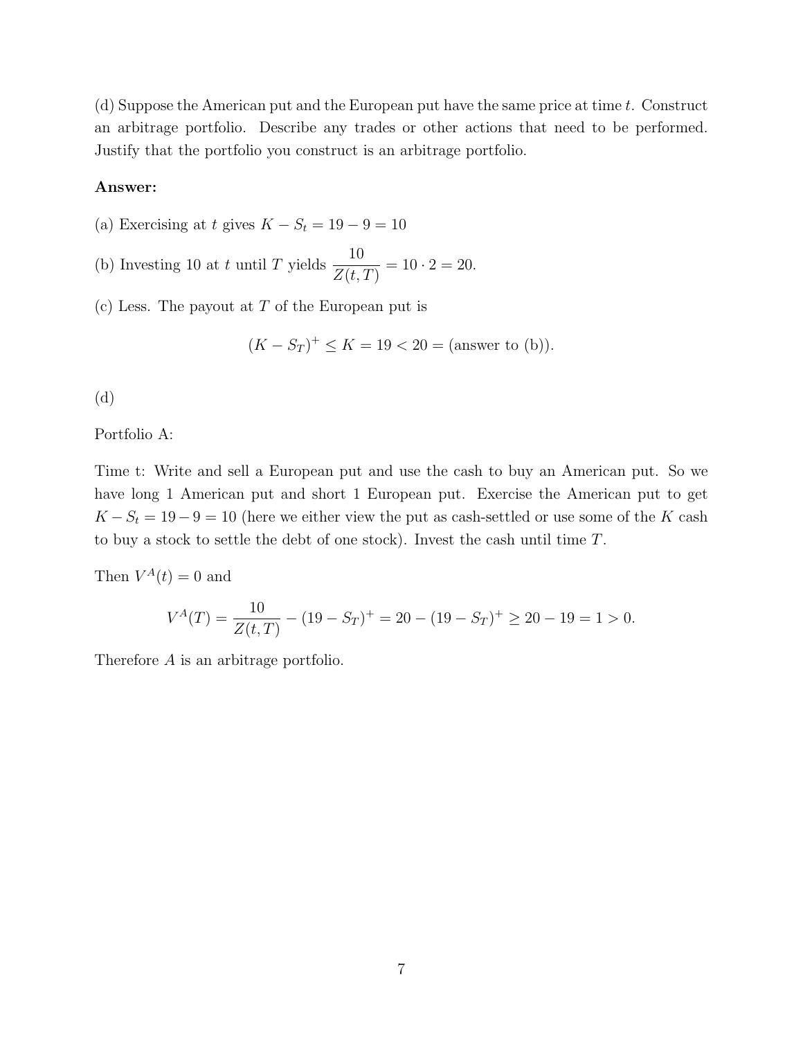(d) Suppose the American put and the European put have the same price at time $t$. Construct an arbitrage portfolio. Describe any trades or other actions that need to be performed. Justify that the portfolio you construct is an arbitrage portfolio.

**Answer:**

(a) Exercising at $t$ gives $K - S_t = 19 - 9 = 10$

(b) Investing 10 at $t$ until $T$ yields $\dfrac{10}{Z(t,T)} = 10 \cdot 2 = 20.$

(c) Less. The payout at $T$ of the European put is

$$(K - S_T)^+ \leq K = 19 < 20 = \text{(answer to (b))}.$$

(d)

Portfolio A:

Time t: Write and sell a European put and use the cash to buy an American put. So we have long 1 American put and short 1 European put. Exercise the American put to get $K - S_t = 19 - 9 = 10$ (here we either view the put as cash-settled or use some of the $K$ cash to buy a stock to settle the debt of one stock). Invest the cash until time $T$.

Then $V^A(t) = 0$ and

$$V^A(T) = \frac{10}{Z(t,T)} - (19 - S_T)^+ = 20 - (19 - S_T)^+ \geq 20 - 19 = 1 > 0.$$

Therefore $A$ is an arbitrage portfolio.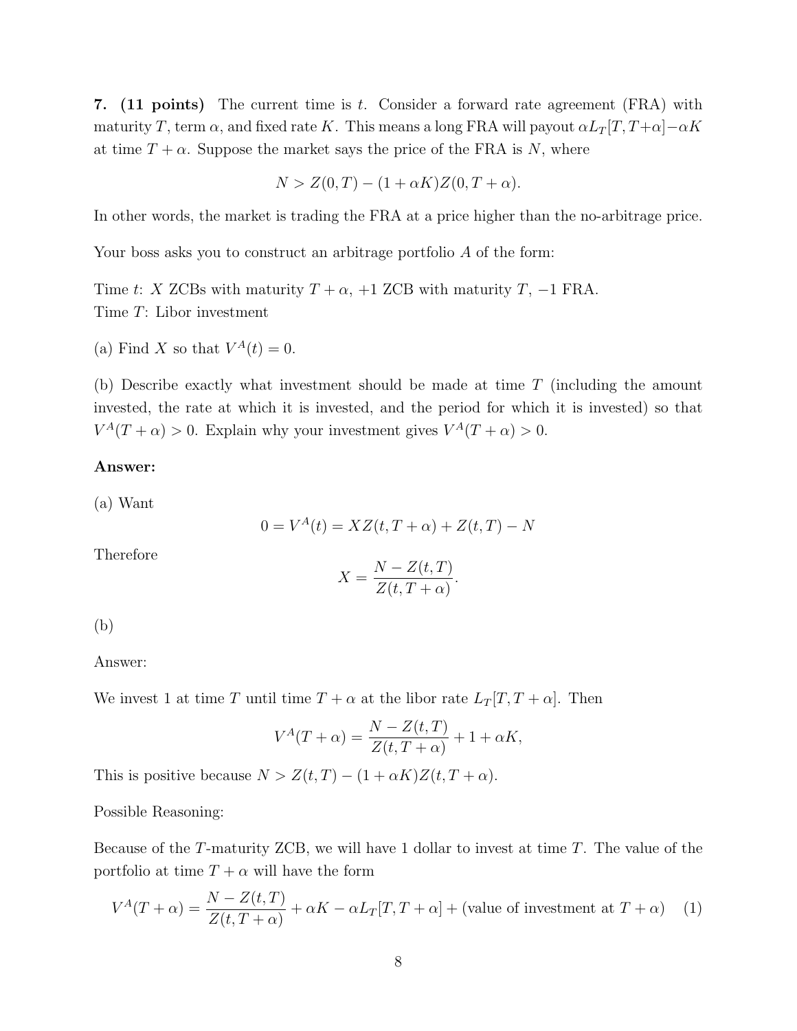**7. (11 points)** The current time is $t$. Consider a forward rate agreement (FRA) with maturity $T$, term $\alpha$, and fixed rate $K$. This means a long FRA will payout $\alpha L_T[T, T+\alpha] - \alpha K$ at time $T+\alpha$. Suppose the market says the price of the FRA is $N$, where

$$N > Z(0,T) - (1+\alpha K)Z(0,T+\alpha).$$

In other words, the market is trading the FRA at a price higher than the no-arbitrage price.

Your boss asks you to construct an arbitrage portfolio $A$ of the form:

Time $t$: $X$ ZCBs with maturity $T+\alpha$, $+1$ ZCB with maturity $T$, $-1$ FRA.
Time $T$: Libor investment

(a) Find $X$ so that $V^A(t) = 0$.

(b) Describe exactly what investment should be made at time $T$ (including the amount invested, the rate at which it is invested, and the period for which it is invested) so that $V^A(T+\alpha) > 0$. Explain why your investment gives $V^A(T+\alpha) > 0$.

**Answer:**

(a) Want

$$0 = V^A(t) = XZ(t, T+\alpha) + Z(t,T) - N$$

Therefore

$$X = \frac{N - Z(t,T)}{Z(t,T+\alpha)}.$$

(b)

Answer:

We invest 1 at time $T$ until time $T+\alpha$ at the libor rate $L_T[T, T+\alpha]$. Then

$$V^A(T+\alpha) = \frac{N - Z(t,T)}{Z(t,T+\alpha)} + 1 + \alpha K,$$

This is positive because $N > Z(t,T) - (1+\alpha K)Z(t,T+\alpha)$.

Possible Reasoning:

Because of the $T$-maturity ZCB, we will have 1 dollar to invest at time $T$. The value of the portfolio at time $T+\alpha$ will have the form

$$V^A(T+\alpha) = \frac{N - Z(t,T)}{Z(t,T+\alpha)} + \alpha K - \alpha L_T[T, T+\alpha] + (\text{value of investment at } T+\alpha) \quad (1)$$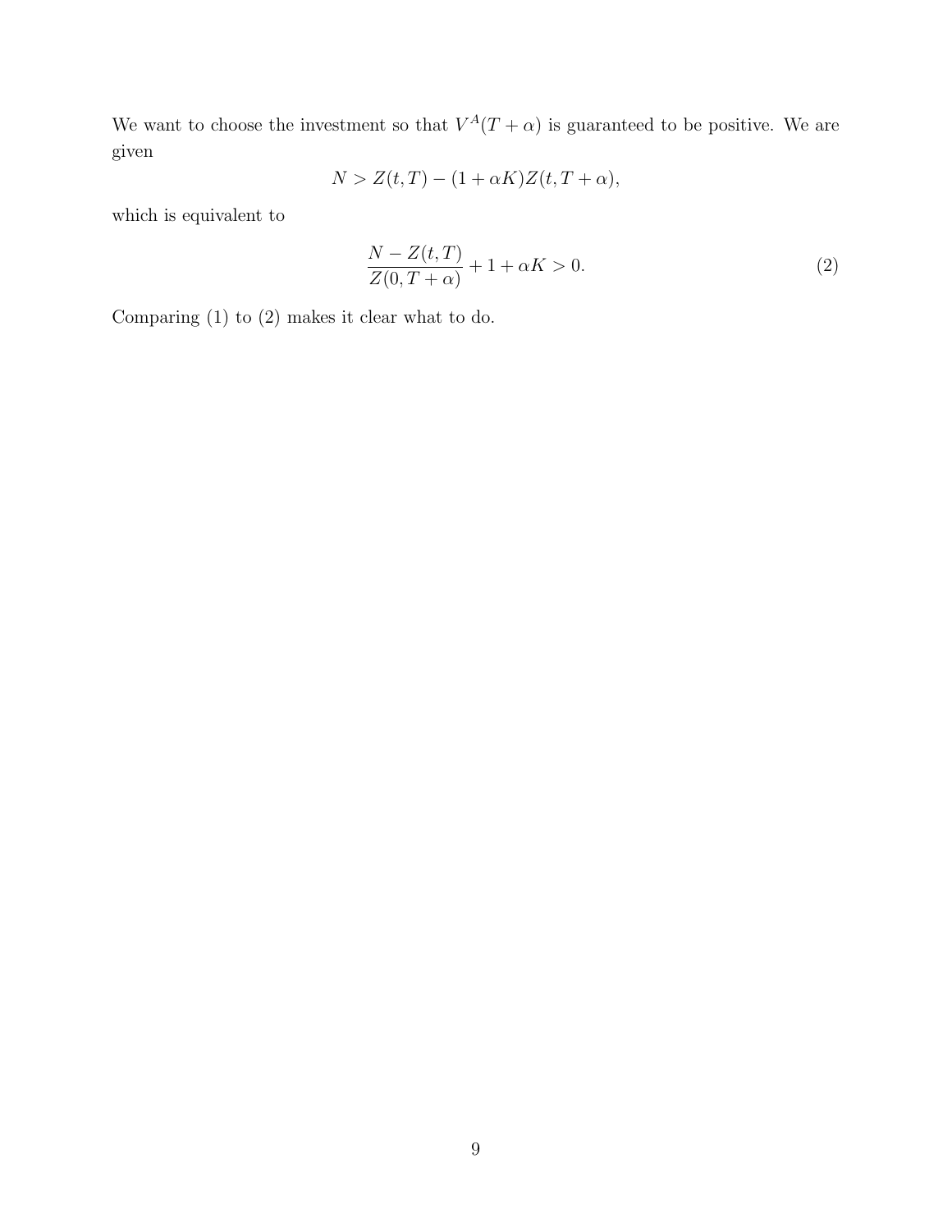We want to choose the investment so that $V^A(T + \alpha)$ is guaranteed to be positive. We are given

$$N > Z(t, T) - (1 + \alpha K)Z(t, T + \alpha),$$

which is equivalent to

$$\frac{N - Z(t, T)}{Z(0, T + \alpha)} + 1 + \alpha K > 0. \tag{2}$$

Comparing (1) to (2) makes it clear what to do.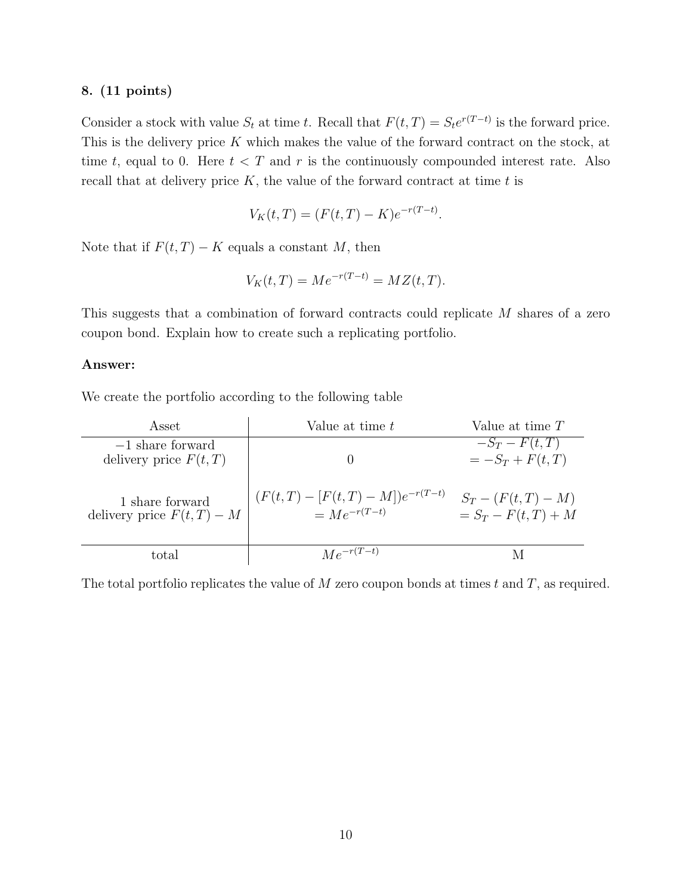### 8. (11 points)

Consider a stock with value $S_t$ at time $t$. Recall that $F(t,T) = S_t e^{r(T-t)}$ is the forward price. This is the delivery price $K$ which makes the value of the forward contract on the stock, at time $t$, equal to 0. Here $t < T$ and $r$ is the continuously compounded interest rate. Also recall that at delivery price $K$, the value of the forward contract at time $t$ is

$$V_K(t,T) = (F(t,T) - K)e^{-r(T-t)}.$$

Note that if $F(t,T) - K$ equals a constant $M$, then

$$V_K(t,T) = Me^{-r(T-t)} = MZ(t,T).$$

This suggests that a combination of forward contracts could replicate $M$ shares of a zero coupon bond. Explain how to create such a replicating portfolio.

**Answer:**

We create the portfolio according to the following table

| Asset | Value at time $t$ | Value at time $T$ |
|---|---|---|
| $-1$ share forward delivery price $F(t,T)$ | $0$ | $-S_T - F(t,T)$ $= -S_T + F(t,T)$ |
| 1 share forward delivery price $F(t,T) - M$ | $(F(t,T) - [F(t,T) - M])e^{-r(T-t)}$ $= Me^{-r(T-t)}$ | $S_T - (F(t,T) - M)$ $= S_T - F(t,T) + M$ |
| total | $Me^{-r(T-t)}$ | M |

The total portfolio replicates the value of $M$ zero coupon bonds at times $t$ and $T$, as required.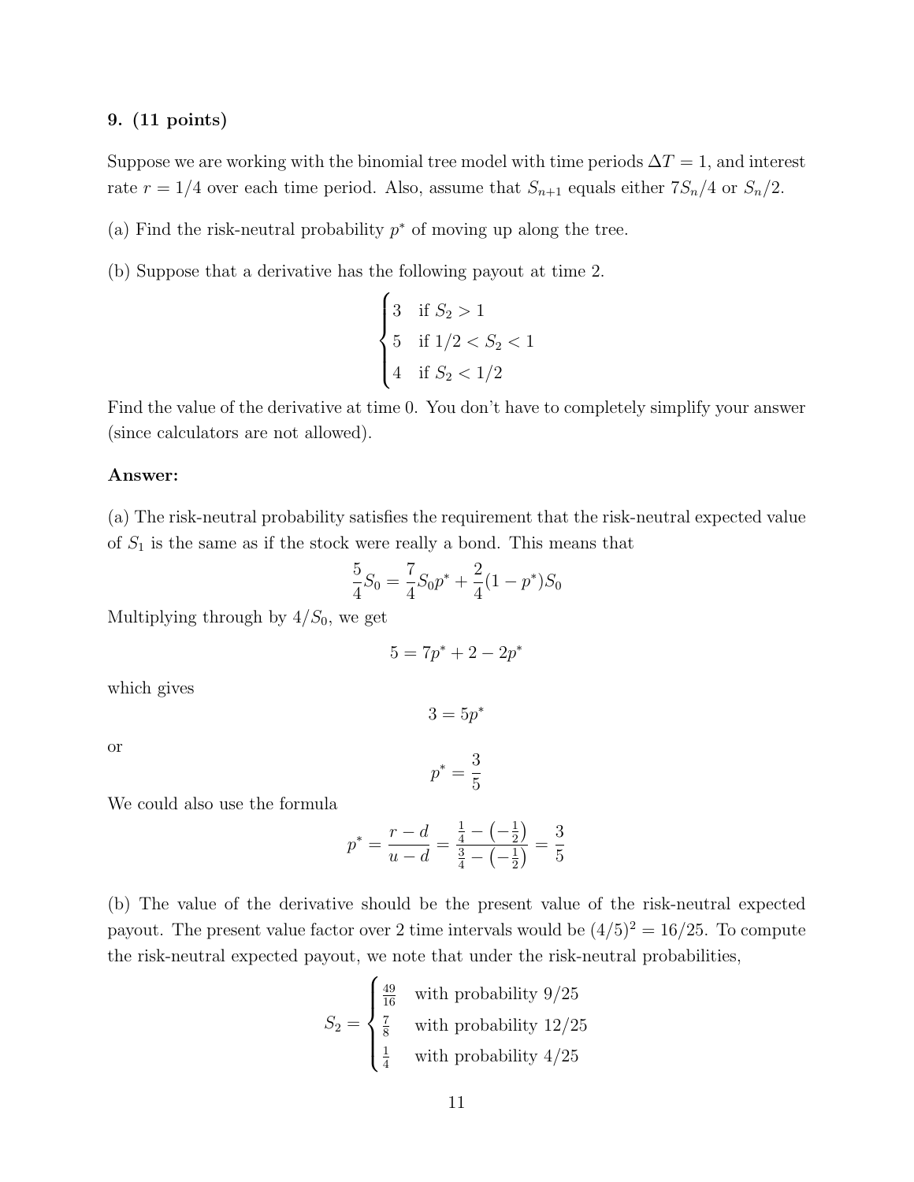**9. (11 points)**

Suppose we are working with the binomial tree model with time periods $\Delta T = 1$, and interest rate $r = 1/4$ over each time period. Also, assume that $S_{n+1}$ equals either $7S_n/4$ or $S_n/2$.

(a) Find the risk-neutral probability $p^*$ of moving up along the tree.

(b) Suppose that a derivative has the following payout at time 2.

$$\begin{cases} 3 & \text{if } S_2 > 1 \\ 5 & \text{if } 1/2 < S_2 < 1 \\ 4 & \text{if } S_2 < 1/2 \end{cases}$$

Find the value of the derivative at time 0. You don't have to completely simplify your answer (since calculators are not allowed).

**Answer:**

(a) The risk-neutral probability satisfies the requirement that the risk-neutral expected value of $S_1$ is the same as if the stock were really a bond. This means that

$$\frac{5}{4}S_0 = \frac{7}{4}S_0 p^* + \frac{2}{4}(1 - p^*)S_0$$

Multiplying through by $4/S_0$, we get

$$5 = 7p^* + 2 - 2p^*$$

which gives

$$3 = 5p^*$$

or

$$p^* = \frac{3}{5}$$

We could also use the formula

$$p^* = \frac{r - d}{u - d} = \frac{\frac{1}{4} - \left(-\frac{1}{2}\right)}{\frac{3}{4} - \left(-\frac{1}{2}\right)} = \frac{3}{5}$$

(b) The value of the derivative should be the present value of the risk-neutral expected payout. The present value factor over 2 time intervals would be $(4/5)^2 = 16/25$. To compute the risk-neutral expected payout, we note that under the risk-neutral probabilities,

$$S_2 = \begin{cases} \frac{49}{16} & \text{with probability } 9/25 \\ \frac{7}{8} & \text{with probability } 12/25 \\ \frac{1}{4} & \text{with probability } 4/25 \end{cases}$$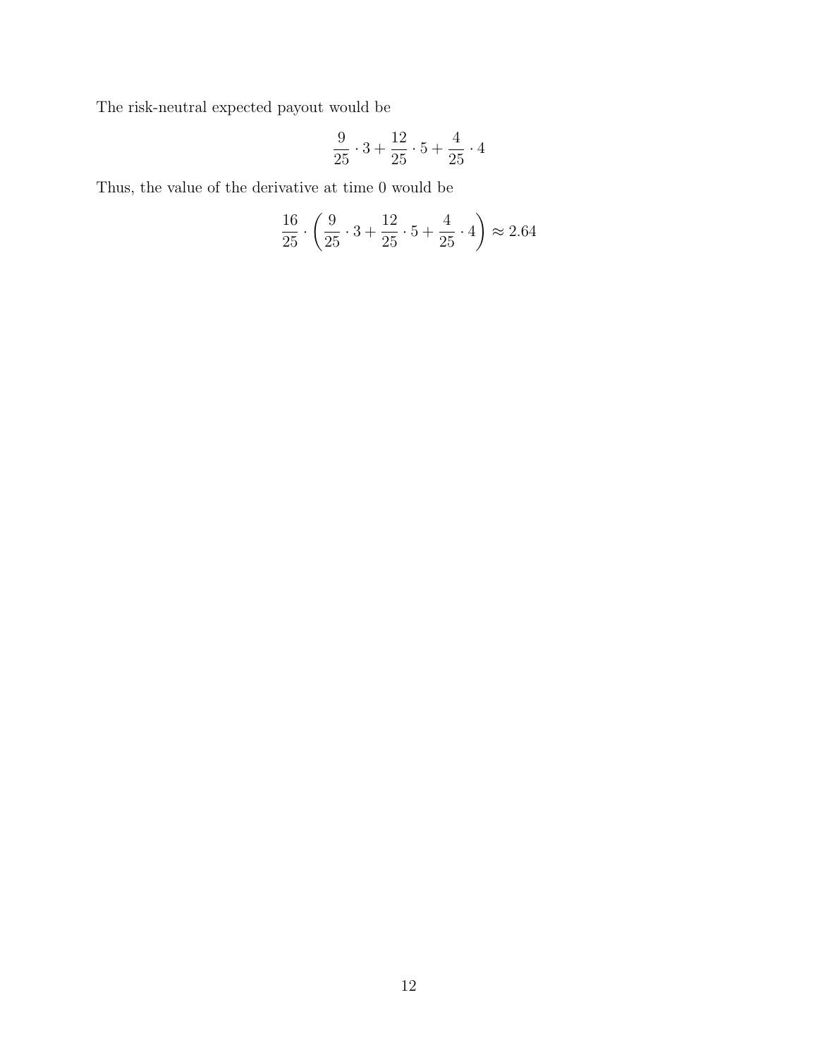The risk-neutral expected payout would be

$$\frac{9}{25} \cdot 3 + \frac{12}{25} \cdot 5 + \frac{4}{25} \cdot 4$$

Thus, the value of the derivative at time 0 would be

$$\frac{16}{25} \cdot \left( \frac{9}{25} \cdot 3 + \frac{12}{25} \cdot 5 + \frac{4}{25} \cdot 4 \right) \approx 2.64$$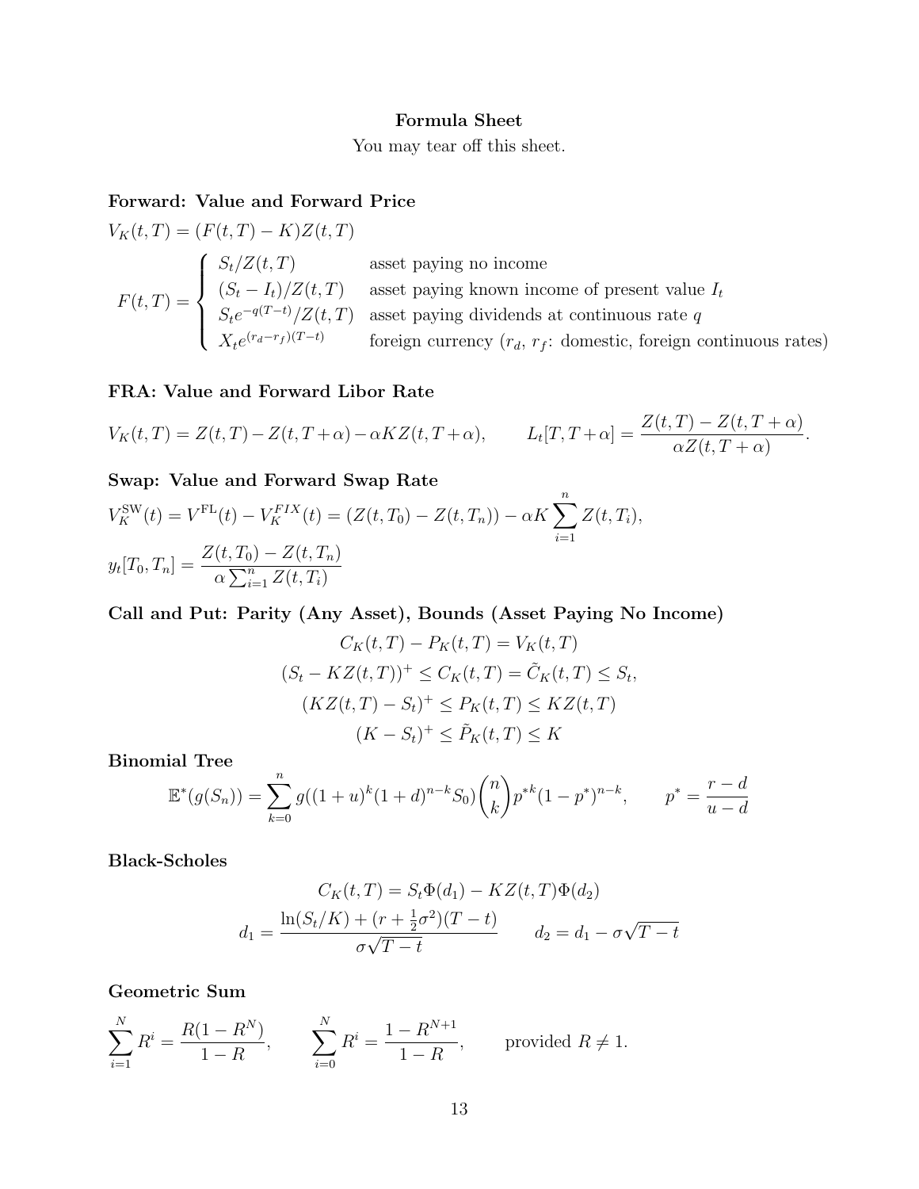**Formula Sheet**

You may tear off this sheet.

### Forward: Value and Forward Price

$V_K(t,T) = (F(t,T) - K)Z(t,T)$

$$
F(t,T) = \begin{cases} S_t/Z(t,T) & \text{asset paying no income} \\ (S_t - I_t)/Z(t,T) & \text{asset paying known income of present value } I_t \\ S_t e^{-q(T-t)}/Z(t,T) & \text{asset paying dividends at continuous rate } q \\ X_t e^{(r_d - r_f)(T-t)} & \text{foreign currency } (r_d,\, r_f\text{: domestic, foreign continuous rates}) \end{cases}
$$

### FRA: Value and Forward Libor Rate

$$
V_K(t,T) = Z(t,T) - Z(t,T+\alpha) - \alpha K Z(t,T+\alpha), \qquad L_t[T, T+\alpha] = \frac{Z(t,T) - Z(t,T+\alpha)}{\alpha Z(t,T+\alpha)}.
$$

### Swap: Value and Forward Swap Rate

$$
V_K^{\mathrm{SW}}(t) = V^{\mathrm{FL}}(t) - V_K^{FIX}(t) = (Z(t,T_0) - Z(t,T_n)) - \alpha K \sum_{i=1}^{n} Z(t,T_i),
$$

$$
y_t[T_0, T_n] = \frac{Z(t,T_0) - Z(t,T_n)}{\alpha \sum_{i=1}^{n} Z(t,T_i)}
$$

### Call and Put: Parity (Any Asset), Bounds (Asset Paying No Income)

$$
C_K(t,T) - P_K(t,T) = V_K(t,T)
$$

$$
(S_t - KZ(t,T))^+ \le C_K(t,T) = \tilde{C}_K(t,T) \le S_t,
$$

$$
(KZ(t,T) - S_t)^+ \le P_K(t,T) \le KZ(t,T)
$$

$$
(K - S_t)^+ \le \tilde{P}_K(t,T) \le K
$$

### Binomial Tree

$$
\mathbb{E}^*(g(S_n)) = \sum_{k=0}^{n} g((1+u)^k (1+d)^{n-k} S_0) \binom{n}{k} p^{*k} (1-p^*)^{n-k}, \qquad p^* = \frac{r-d}{u-d}
$$

### Black-Scholes

$$
C_K(t,T) = S_t \Phi(d_1) - KZ(t,T)\Phi(d_2)
$$

$$
d_1 = \frac{\ln(S_t/K) + (r + \frac{1}{2}\sigma^2)(T-t)}{\sigma\sqrt{T-t}} \qquad d_2 = d_1 - \sigma\sqrt{T-t}
$$

### Geometric Sum

$$
\sum_{i=1}^{N} R^i = \frac{R(1-R^N)}{1-R}, \qquad \sum_{i=0}^{N} R^i = \frac{1-R^{N+1}}{1-R}, \qquad \text{provided } R \neq 1.
$$